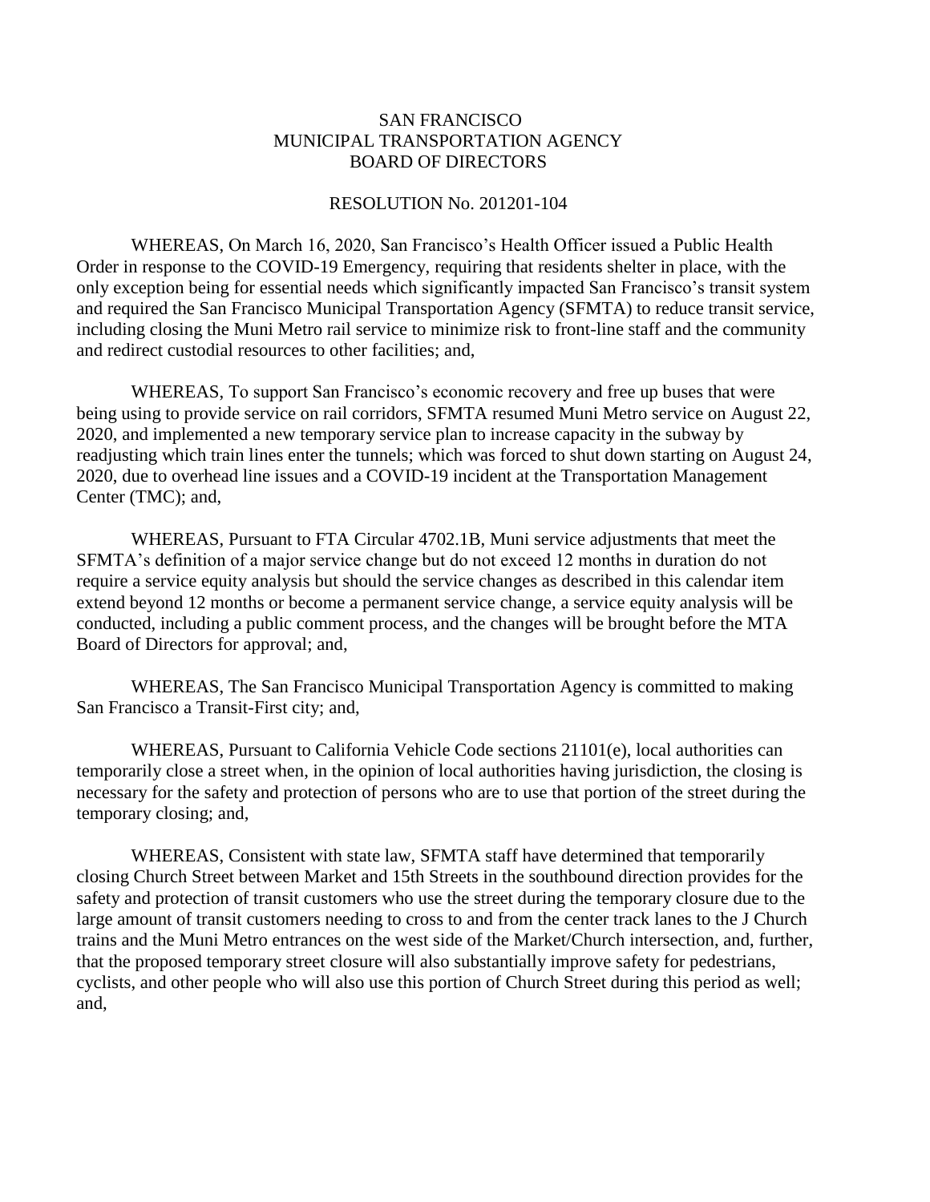SAN FRANCISCO
MUNICIPAL TRANSPORTATION AGENCY
BOARD OF DIRECTORS

RESOLUTION No. 201201-104

WHEREAS, On March 16, 2020, San Francisco's Health Officer issued a Public Health Order in response to the COVID-19 Emergency, requiring that residents shelter in place, with the only exception being for essential needs which significantly impacted San Francisco's transit system and required the San Francisco Municipal Transportation Agency (SFMTA) to reduce transit service, including closing the Muni Metro rail service to minimize risk to front-line staff and the community and redirect custodial resources to other facilities; and,

WHEREAS, To support San Francisco's economic recovery and free up buses that were being using to provide service on rail corridors, SFMTA resumed Muni Metro service on August 22, 2020, and implemented a new temporary service plan to increase capacity in the subway by readjusting which train lines enter the tunnels; which was forced to shut down starting on August 24, 2020, due to overhead line issues and a COVID-19 incident at the Transportation Management Center (TMC); and,

WHEREAS, Pursuant to FTA Circular 4702.1B, Muni service adjustments that meet the SFMTA's definition of a major service change but do not exceed 12 months in duration do not require a service equity analysis but should the service changes as described in this calendar item extend beyond 12 months or become a permanent service change, a service equity analysis will be conducted, including a public comment process, and the changes will be brought before the MTA Board of Directors for approval; and,

WHEREAS, The San Francisco Municipal Transportation Agency is committed to making San Francisco a Transit-First city; and,

WHEREAS, Pursuant to California Vehicle Code sections 21101(e), local authorities can temporarily close a street when, in the opinion of local authorities having jurisdiction, the closing is necessary for the safety and protection of persons who are to use that portion of the street during the temporary closing; and,

WHEREAS, Consistent with state law, SFMTA staff have determined that temporarily closing Church Street between Market and 15th Streets in the southbound direction provides for the safety and protection of transit customers who use the street during the temporary closure due to the large amount of transit customers needing to cross to and from the center track lanes to the J Church trains and the Muni Metro entrances on the west side of the Market/Church intersection, and, further, that the proposed temporary street closure will also substantially improve safety for pedestrians, cyclists, and other people who will also use this portion of Church Street during this period as well; and,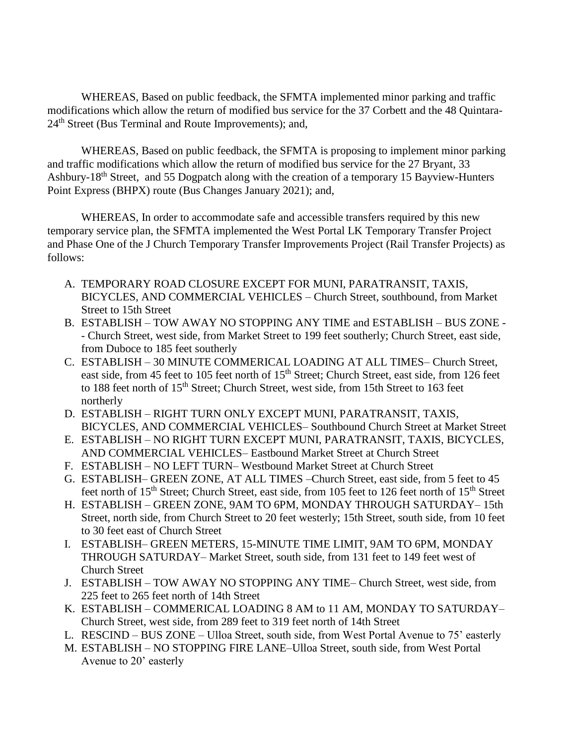WHEREAS, Based on public feedback, the SFMTA implemented minor parking and traffic modifications which allow the return of modified bus service for the 37 Corbett and the 48 Quintara-24th Street (Bus Terminal and Route Improvements); and,

WHEREAS, Based on public feedback, the SFMTA is proposing to implement minor parking and traffic modifications which allow the return of modified bus service for the 27 Bryant, 33 Ashbury-18th Street, and 55 Dogpatch along with the creation of a temporary 15 Bayview-Hunters Point Express (BHPX) route (Bus Changes January 2021); and,

WHEREAS, In order to accommodate safe and accessible transfers required by this new temporary service plan, the SFMTA implemented the West Portal LK Temporary Transfer Project and Phase One of the J Church Temporary Transfer Improvements Project (Rail Transfer Projects) as follows:

A. TEMPORARY ROAD CLOSURE EXCEPT FOR MUNI, PARATRANSIT, TAXIS, BICYCLES, AND COMMERCIAL VEHICLES – Church Street, southbound, from Market Street to 15th Street
B. ESTABLISH – TOW AWAY NO STOPPING ANY TIME and ESTABLISH – BUS ZONE - - Church Street, west side, from Market Street to 199 feet southerly; Church Street, east side, from Duboce to 185 feet southerly
C. ESTABLISH – 30 MINUTE COMMERICAL LOADING AT ALL TIMES– Church Street, east side, from 45 feet to 105 feet north of 15th Street; Church Street, east side, from 126 feet to 188 feet north of 15th Street; Church Street, west side, from 15th Street to 163 feet northerly
D. ESTABLISH – RIGHT TURN ONLY EXCEPT MUNI, PARATRANSIT, TAXIS, BICYCLES, AND COMMERCIAL VEHICLES– Southbound Church Street at Market Street
E. ESTABLISH – NO RIGHT TURN EXCEPT MUNI, PARATRANSIT, TAXIS, BICYCLES, AND COMMERCIAL VEHICLES– Eastbound Market Street at Church Street
F. ESTABLISH – NO LEFT TURN– Westbound Market Street at Church Street
G. ESTABLISH– GREEN ZONE, AT ALL TIMES –Church Street, east side, from 5 feet to 45 feet north of 15th Street; Church Street, east side, from 105 feet to 126 feet north of 15th Street
H. ESTABLISH – GREEN ZONE, 9AM TO 6PM, MONDAY THROUGH SATURDAY– 15th Street, north side, from Church Street to 20 feet westerly; 15th Street, south side, from 10 feet to 30 feet east of Church Street
I. ESTABLISH– GREEN METERS, 15-MINUTE TIME LIMIT, 9AM TO 6PM, MONDAY THROUGH SATURDAY– Market Street, south side, from 131 feet to 149 feet west of Church Street
J. ESTABLISH – TOW AWAY NO STOPPING ANY TIME– Church Street, west side, from 225 feet to 265 feet north of 14th Street
K. ESTABLISH – COMMERICAL LOADING 8 AM to 11 AM, MONDAY TO SATURDAY– Church Street, west side, from 289 feet to 319 feet north of 14th Street
L. RESCIND – BUS ZONE – Ulloa Street, south side, from West Portal Avenue to 75' easterly
M. ESTABLISH – NO STOPPING FIRE LANE–Ulloa Street, south side, from West Portal Avenue to 20' easterly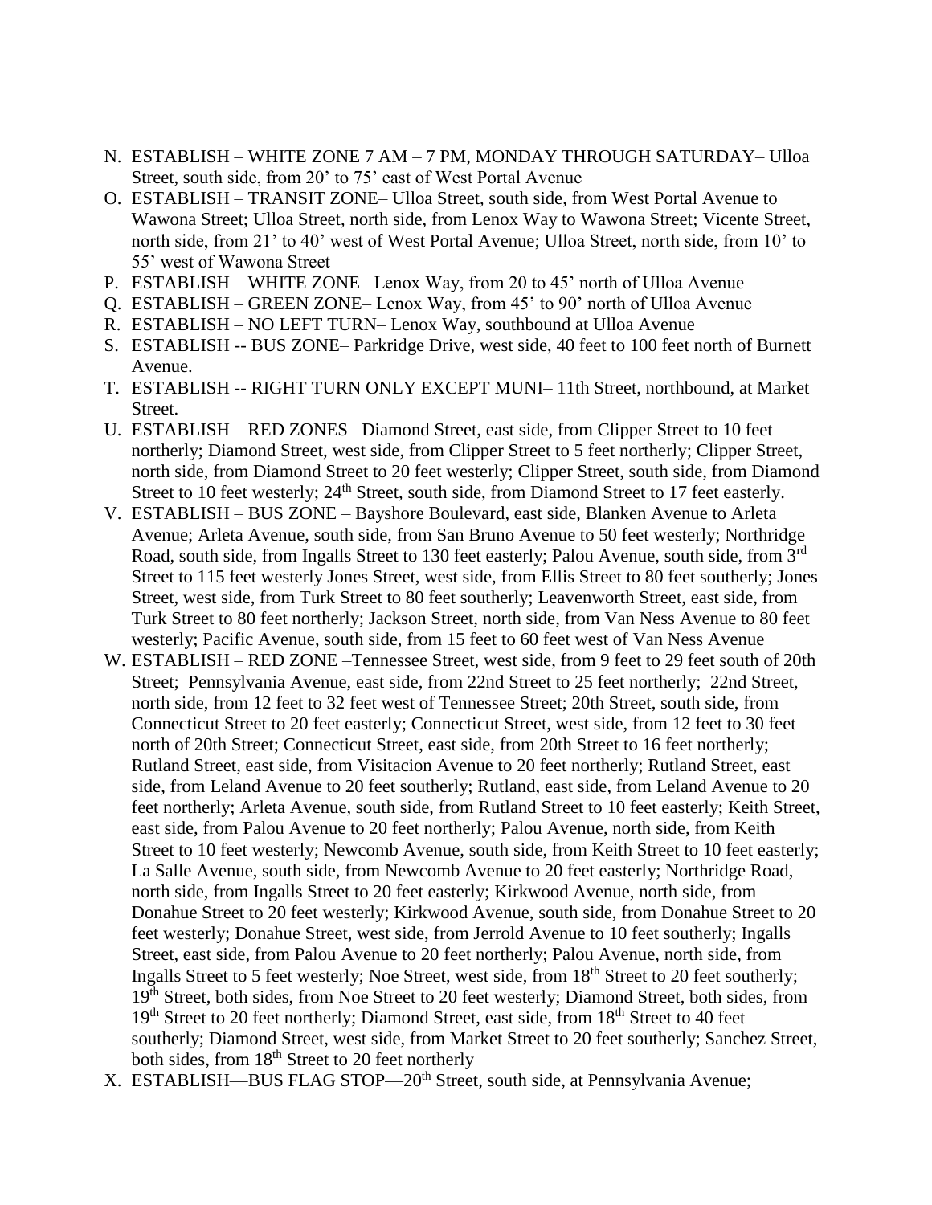N. ESTABLISH – WHITE ZONE 7 AM – 7 PM, MONDAY THROUGH SATURDAY– Ulloa Street, south side, from 20' to 75' east of West Portal Avenue
O. ESTABLISH – TRANSIT ZONE– Ulloa Street, south side, from West Portal Avenue to Wawona Street; Ulloa Street, north side, from Lenox Way to Wawona Street; Vicente Street, north side, from 21' to 40' west of West Portal Avenue; Ulloa Street, north side, from 10' to 55' west of Wawona Street
P. ESTABLISH – WHITE ZONE– Lenox Way, from 20 to 45' north of Ulloa Avenue
Q. ESTABLISH – GREEN ZONE– Lenox Way, from 45' to 90' north of Ulloa Avenue
R. ESTABLISH – NO LEFT TURN– Lenox Way, southbound at Ulloa Avenue
S. ESTABLISH -- BUS ZONE– Parkridge Drive, west side, 40 feet to 100 feet north of Burnett Avenue.
T. ESTABLISH -- RIGHT TURN ONLY EXCEPT MUNI– 11th Street, northbound, at Market Street.
U. ESTABLISH—RED ZONES– Diamond Street, east side, from Clipper Street to 10 feet northerly; Diamond Street, west side, from Clipper Street to 5 feet northerly; Clipper Street, north side, from Diamond Street to 20 feet westerly; Clipper Street, south side, from Diamond Street to 10 feet westerly; 24th Street, south side, from Diamond Street to 17 feet easterly.
V. ESTABLISH – BUS ZONE – Bayshore Boulevard, east side, Blanken Avenue to Arleta Avenue; Arleta Avenue, south side, from San Bruno Avenue to 50 feet westerly; Northridge Road, south side, from Ingalls Street to 130 feet easterly; Palou Avenue, south side, from 3rd Street to 115 feet westerly Jones Street, west side, from Ellis Street to 80 feet southerly; Jones Street, west side, from Turk Street to 80 feet southerly; Leavenworth Street, east side, from Turk Street to 80 feet northerly; Jackson Street, north side, from Van Ness Avenue to 80 feet westerly; Pacific Avenue, south side, from 15 feet to 60 feet west of Van Ness Avenue
W. ESTABLISH – RED ZONE –Tennessee Street, west side, from 9 feet to 29 feet south of 20th Street; Pennsylvania Avenue, east side, from 22nd Street to 25 feet northerly; 22nd Street, north side, from 12 feet to 32 feet west of Tennessee Street; 20th Street, south side, from Connecticut Street to 20 feet easterly; Connecticut Street, west side, from 12 feet to 30 feet north of 20th Street; Connecticut Street, east side, from 20th Street to 16 feet northerly; Rutland Street, east side, from Visitacion Avenue to 20 feet northerly; Rutland Street, east side, from Leland Avenue to 20 feet southerly; Rutland, east side, from Leland Avenue to 20 feet northerly; Arleta Avenue, south side, from Rutland Street to 10 feet easterly; Keith Street, east side, from Palou Avenue to 20 feet northerly; Palou Avenue, north side, from Keith Street to 10 feet westerly; Newcomb Avenue, south side, from Keith Street to 10 feet easterly; La Salle Avenue, south side, from Newcomb Avenue to 20 feet easterly; Northridge Road, north side, from Ingalls Street to 20 feet easterly; Kirkwood Avenue, north side, from Donahue Street to 20 feet westerly; Kirkwood Avenue, south side, from Donahue Street to 20 feet westerly; Donahue Street, west side, from Jerrold Avenue to 10 feet southerly; Ingalls Street, east side, from Palou Avenue to 20 feet northerly; Palou Avenue, north side, from Ingalls Street to 5 feet westerly; Noe Street, west side, from 18th Street to 20 feet southerly; 19th Street, both sides, from Noe Street to 20 feet westerly; Diamond Street, both sides, from 19th Street to 20 feet northerly; Diamond Street, east side, from 18th Street to 40 feet southerly; Diamond Street, west side, from Market Street to 20 feet southerly; Sanchez Street, both sides, from 18th Street to 20 feet northerly
X. ESTABLISH—BUS FLAG STOP—20th Street, south side, at Pennsylvania Avenue;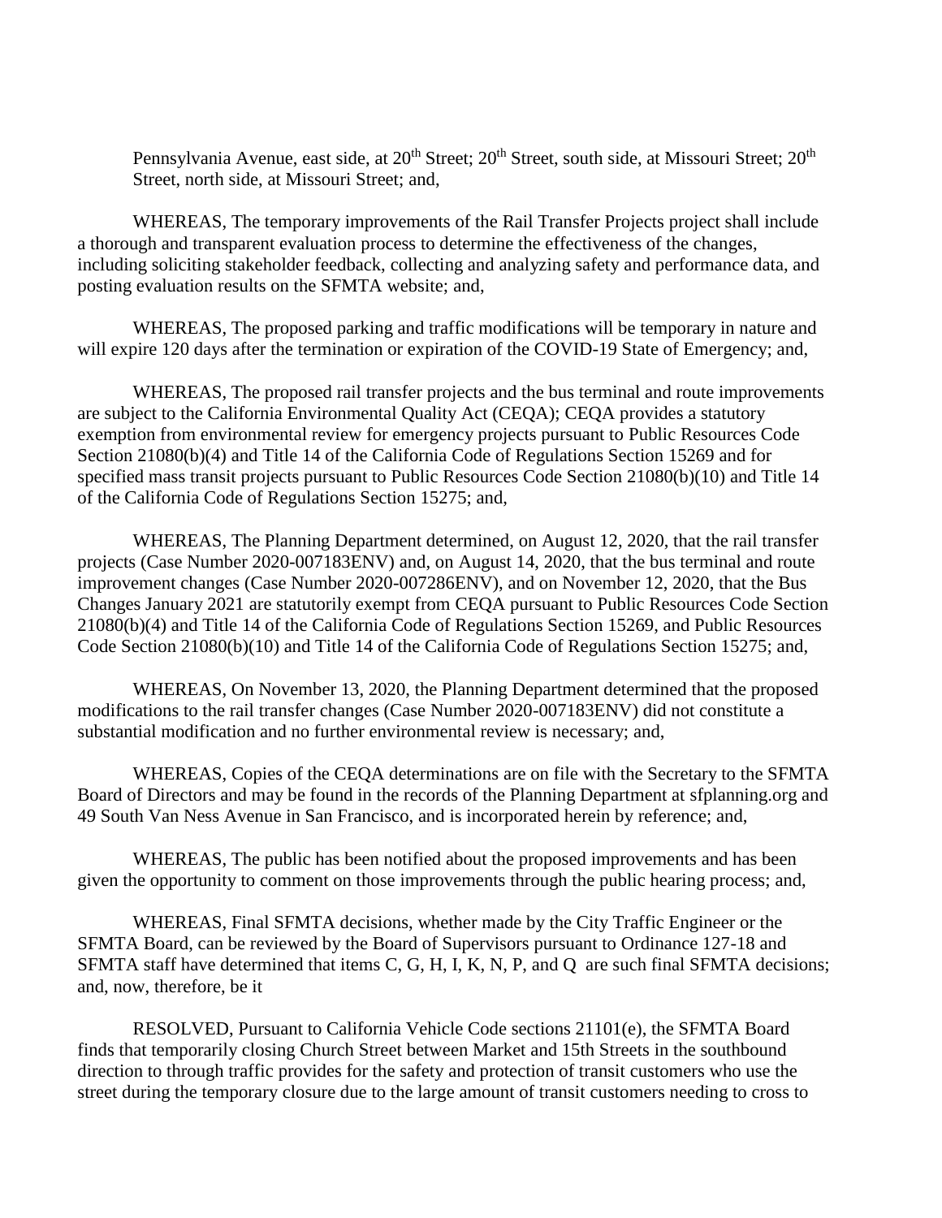Pennsylvania Avenue, east side, at 20th Street; 20th Street, south side, at Missouri Street; 20th Street, north side, at Missouri Street; and,

WHEREAS, The temporary improvements of the Rail Transfer Projects project shall include a thorough and transparent evaluation process to determine the effectiveness of the changes, including soliciting stakeholder feedback, collecting and analyzing safety and performance data, and posting evaluation results on the SFMTA website; and,

WHEREAS, The proposed parking and traffic modifications will be temporary in nature and will expire 120 days after the termination or expiration of the COVID-19 State of Emergency; and,

WHEREAS, The proposed rail transfer projects and the bus terminal and route improvements are subject to the California Environmental Quality Act (CEQA); CEQA provides a statutory exemption from environmental review for emergency projects pursuant to Public Resources Code Section 21080(b)(4) and Title 14 of the California Code of Regulations Section 15269 and for specified mass transit projects pursuant to Public Resources Code Section 21080(b)(10) and Title 14 of the California Code of Regulations Section 15275; and,

WHEREAS, The Planning Department determined, on August 12, 2020, that the rail transfer projects (Case Number 2020-007183ENV) and, on August 14, 2020, that the bus terminal and route improvement changes (Case Number 2020-007286ENV), and on November 12, 2020, that the Bus Changes January 2021 are statutorily exempt from CEQA pursuant to Public Resources Code Section 21080(b)(4) and Title 14 of the California Code of Regulations Section 15269, and Public Resources Code Section 21080(b)(10) and Title 14 of the California Code of Regulations Section 15275; and,

WHEREAS, On November 13, 2020, the Planning Department determined that the proposed modifications to the rail transfer changes (Case Number 2020-007183ENV) did not constitute a substantial modification and no further environmental review is necessary; and,

WHEREAS, Copies of the CEQA determinations are on file with the Secretary to the SFMTA Board of Directors and may be found in the records of the Planning Department at sfplanning.org and 49 South Van Ness Avenue in San Francisco, and is incorporated herein by reference; and,

WHEREAS, The public has been notified about the proposed improvements and has been given the opportunity to comment on those improvements through the public hearing process; and,

WHEREAS, Final SFMTA decisions, whether made by the City Traffic Engineer or the SFMTA Board, can be reviewed by the Board of Supervisors pursuant to Ordinance 127-18 and SFMTA staff have determined that items C, G, H, I, K, N, P, and Q are such final SFMTA decisions; and, now, therefore, be it

RESOLVED, Pursuant to California Vehicle Code sections 21101(e), the SFMTA Board finds that temporarily closing Church Street between Market and 15th Streets in the southbound direction to through traffic provides for the safety and protection of transit customers who use the street during the temporary closure due to the large amount of transit customers needing to cross to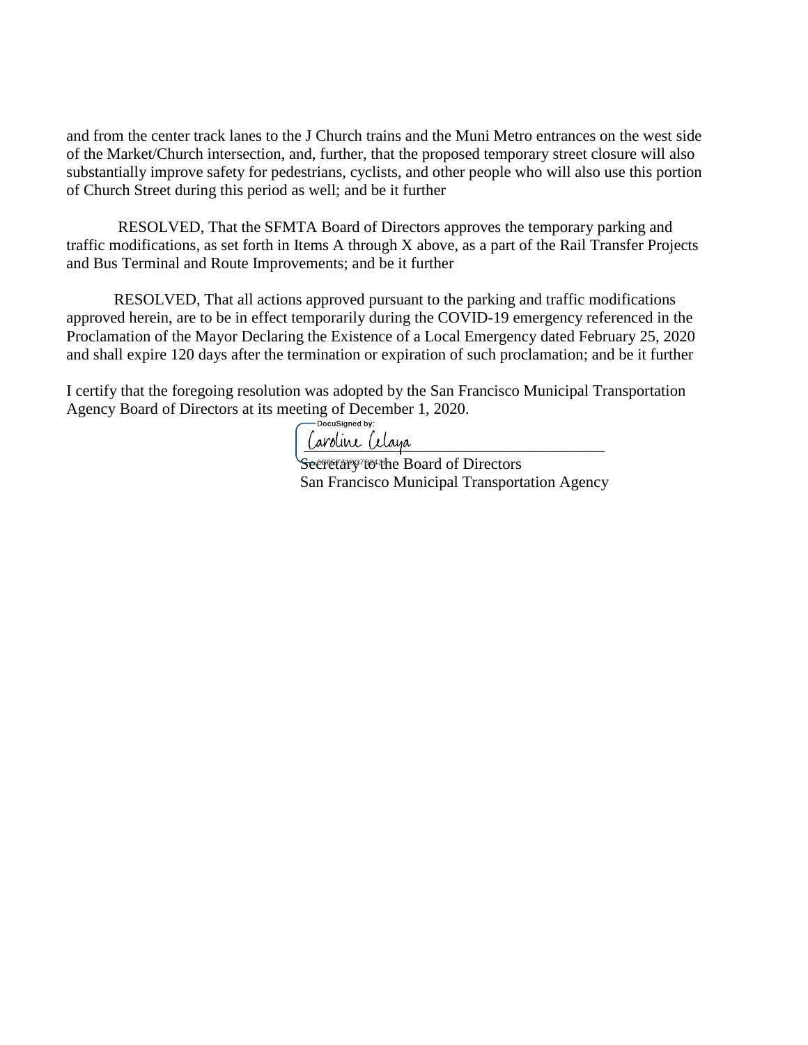and from the center track lanes to the J Church trains and the Muni Metro entrances on the west side of the Market/Church intersection, and, further, that the proposed temporary street closure will also substantially improve safety for pedestrians, cyclists, and other people who will also use this portion of Church Street during this period as well; and be it further

RESOLVED, That the SFMTA Board of Directors approves the temporary parking and traffic modifications, as set forth in Items A through X above, as a part of the Rail Transfer Projects and Bus Terminal and Route Improvements; and be it further

RESOLVED, That all actions approved pursuant to the parking and traffic modifications approved herein, are to be in effect temporarily during the COVID-19 emergency referenced in the Proclamation of the Mayor Declaring the Existence of a Local Emergency dated February 25, 2020 and shall expire 120 days after the termination or expiration of such proclamation; and be it further

I certify that the foregoing resolution was adopted by the San Francisco Municipal Transportation Agency Board of Directors at its meeting of December 1, 2020.

DocuSigned by:
Caroline Celaya
\_\_\_\_\_\_\_\_\_\_\_\_\_\_\_\_\_\_\_\_\_\_\_\_\_\_\_\_\_\_\_\_\_\_\_\_\_\_\_\_

Secretary to the Board of Directors
San Francisco Municipal Transportation Agency